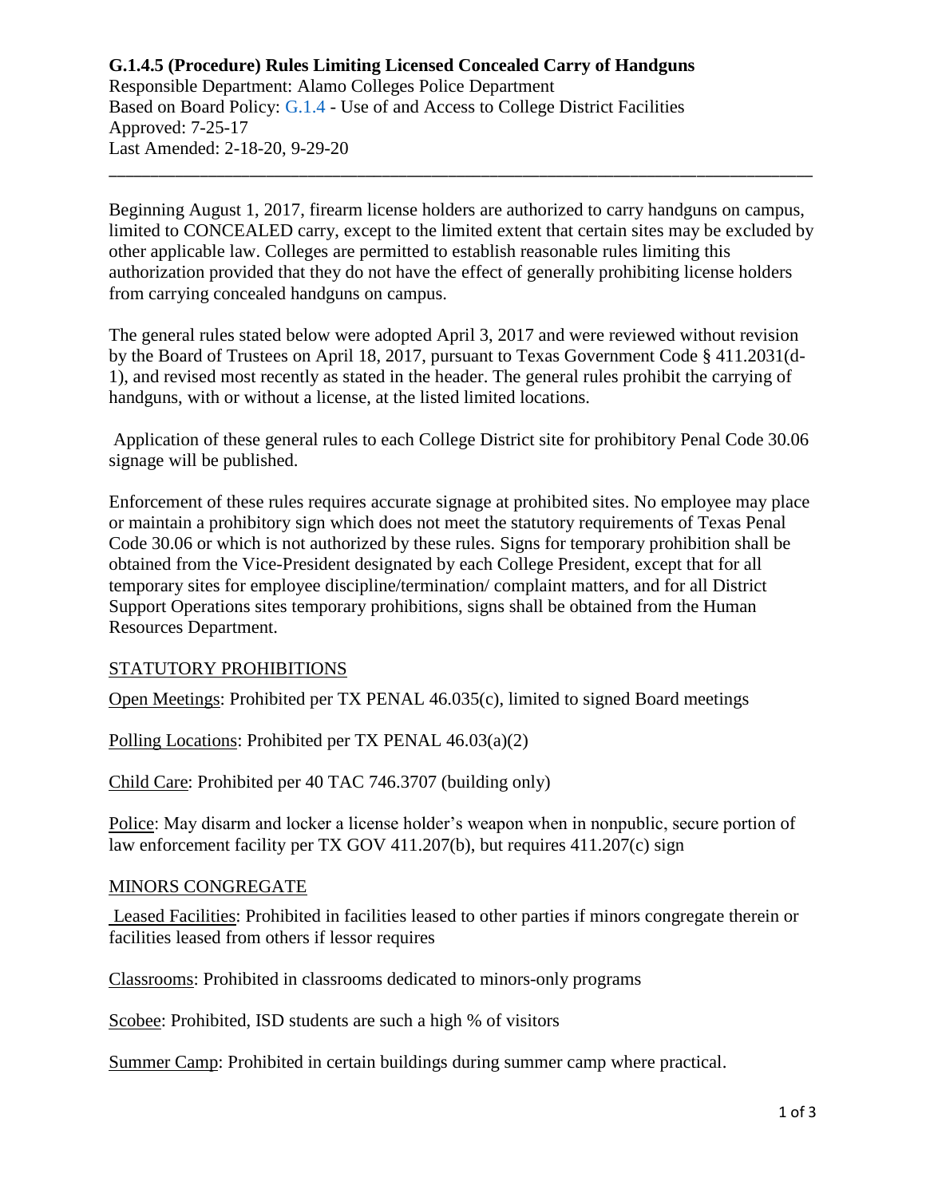**G.1.4.5 (Procedure) Rules Limiting Licensed Concealed Carry of Handguns**
Responsible Department: Alamo Colleges Police Department
Based on Board Policy: G.1.4 - Use of and Access to College District Facilities
Approved: 7-25-17
Last Amended: 2-18-20, 9-29-20

---

Beginning August 1, 2017, firearm license holders are authorized to carry handguns on campus, limited to CONCEALED carry, except to the limited extent that certain sites may be excluded by other applicable law. Colleges are permitted to establish reasonable rules limiting this authorization provided that they do not have the effect of generally prohibiting license holders from carrying concealed handguns on campus.

The general rules stated below were adopted April 3, 2017 and were reviewed without revision by the Board of Trustees on April 18, 2017, pursuant to Texas Government Code § 411.2031(d-1), and revised most recently as stated in the header. The general rules prohibit the carrying of handguns, with or without a license, at the listed limited locations.

Application of these general rules to each College District site for prohibitory Penal Code 30.06 signage will be published.

Enforcement of these rules requires accurate signage at prohibited sites. No employee may place or maintain a prohibitory sign which does not meet the statutory requirements of Texas Penal Code 30.06 or which is not authorized by these rules. Signs for temporary prohibition shall be obtained from the Vice-President designated by each College President, except that for all temporary sites for employee discipline/termination/ complaint matters, and for all District Support Operations sites temporary prohibitions, signs shall be obtained from the Human Resources Department.

## STATUTORY PROHIBITIONS

Open Meetings: Prohibited per TX PENAL 46.035(c), limited to signed Board meetings

Polling Locations: Prohibited per TX PENAL 46.03(a)(2)

Child Care: Prohibited per 40 TAC 746.3707 (building only)

Police: May disarm and locker a license holder's weapon when in nonpublic, secure portion of law enforcement facility per TX GOV 411.207(b), but requires 411.207(c) sign

## MINORS CONGREGATE

Leased Facilities: Prohibited in facilities leased to other parties if minors congregate therein or facilities leased from others if lessor requires

Classrooms: Prohibited in classrooms dedicated to minors-only programs

Scobee: Prohibited, ISD students are such a high % of visitors

Summer Camp: Prohibited in certain buildings during summer camp where practical.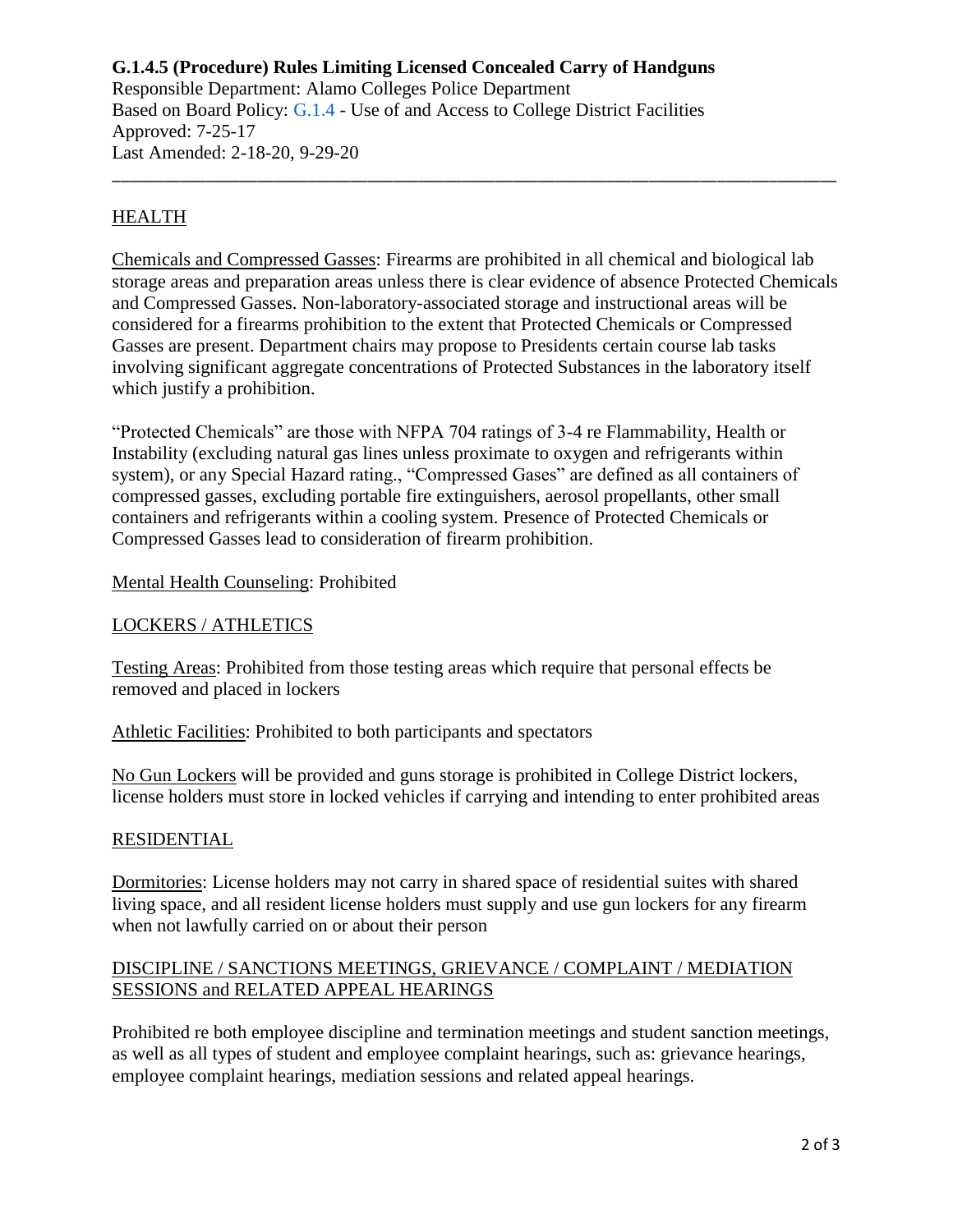**G.1.4.5 (Procedure) Rules Limiting Licensed Concealed Carry of Handguns**
Responsible Department: Alamo Colleges Police Department
Based on Board Policy: G.1.4 - Use of and Access to College District Facilities
Approved: 7-25-17
Last Amended: 2-18-20, 9-29-20

---

## HEALTH

Chemicals and Compressed Gasses: Firearms are prohibited in all chemical and biological lab storage areas and preparation areas unless there is clear evidence of absence Protected Chemicals and Compressed Gasses. Non-laboratory-associated storage and instructional areas will be considered for a firearms prohibition to the extent that Protected Chemicals or Compressed Gasses are present. Department chairs may propose to Presidents certain course lab tasks involving significant aggregate concentrations of Protected Substances in the laboratory itself which justify a prohibition.

"Protected Chemicals" are those with NFPA 704 ratings of 3-4 re Flammability, Health or Instability (excluding natural gas lines unless proximate to oxygen and refrigerants within system), or any Special Hazard rating., "Compressed Gases" are defined as all containers of compressed gasses, excluding portable fire extinguishers, aerosol propellants, other small containers and refrigerants within a cooling system. Presence of Protected Chemicals or Compressed Gasses lead to consideration of firearm prohibition.

Mental Health Counseling: Prohibited

## LOCKERS / ATHLETICS

Testing Areas: Prohibited from those testing areas which require that personal effects be removed and placed in lockers

Athletic Facilities: Prohibited to both participants and spectators

No Gun Lockers will be provided and guns storage is prohibited in College District lockers, license holders must store in locked vehicles if carrying and intending to enter prohibited areas

## RESIDENTIAL

Dormitories: License holders may not carry in shared space of residential suites with shared living space, and all resident license holders must supply and use gun lockers for any firearm when not lawfully carried on or about their person

## DISCIPLINE / SANCTIONS MEETINGS, GRIEVANCE / COMPLAINT / MEDIATION SESSIONS and RELATED APPEAL HEARINGS

Prohibited re both employee discipline and termination meetings and student sanction meetings, as well as all types of student and employee complaint hearings, such as: grievance hearings, employee complaint hearings, mediation sessions and related appeal hearings.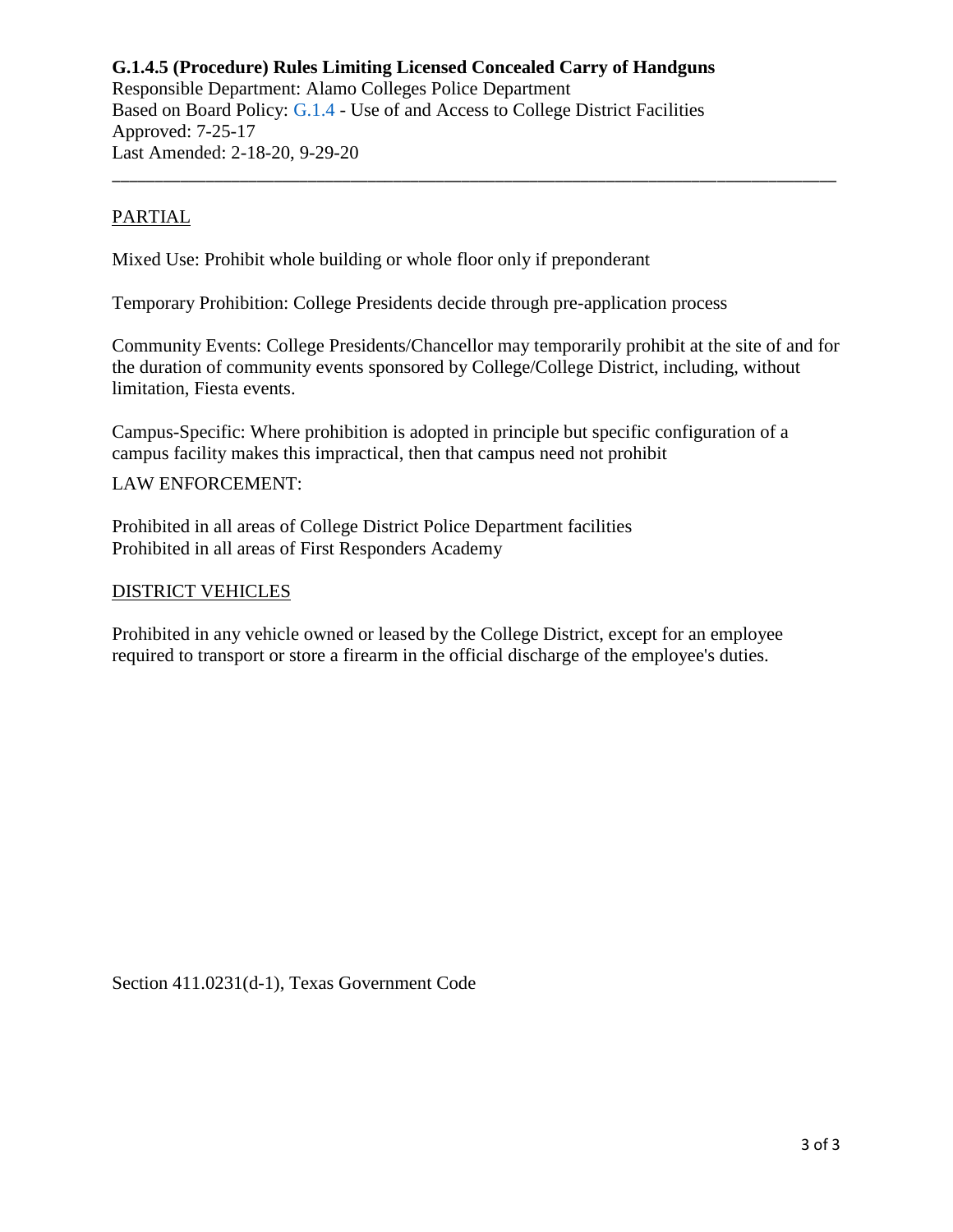**G.1.4.5 (Procedure) Rules Limiting Licensed Concealed Carry of Handguns**
Responsible Department: Alamo Colleges Police Department
Based on Board Policy: G.1.4 - Use of and Access to College District Facilities
Approved: 7-25-17
Last Amended: 2-18-20, 9-29-20

---

PARTIAL

Mixed Use: Prohibit whole building or whole floor only if preponderant

Temporary Prohibition: College Presidents decide through pre-application process

Community Events: College Presidents/Chancellor may temporarily prohibit at the site of and for the duration of community events sponsored by College/College District, including, without limitation, Fiesta events.

Campus-Specific: Where prohibition is adopted in principle but specific configuration of a campus facility makes this impractical, then that campus need not prohibit

LAW ENFORCEMENT:

Prohibited in all areas of College District Police Department facilities
Prohibited in all areas of First Responders Academy

DISTRICT VEHICLES

Prohibited in any vehicle owned or leased by the College District, except for an employee required to transport or store a firearm in the official discharge of the employee's duties.

Section 411.0231(d-1), Texas Government Code